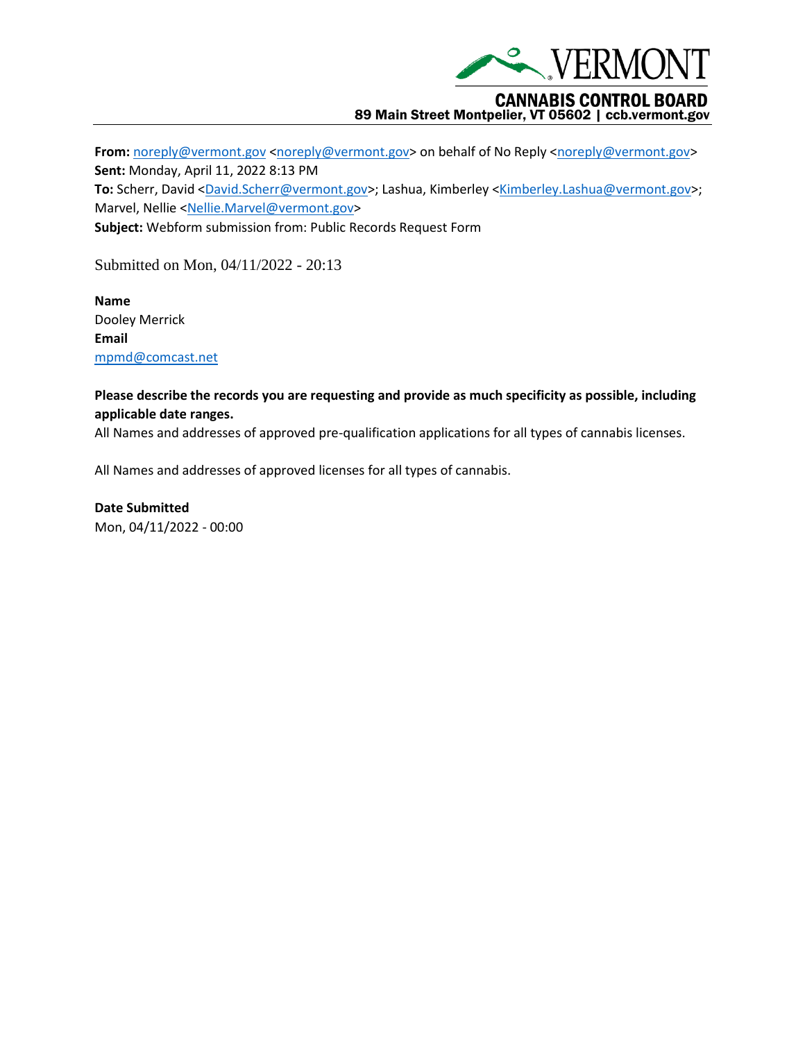VERMONT

CANNABIS CONTROL BOARD
89 Main Street Montpelier, VT 05602 | ccb.vermont.gov

**From:** noreply@vermont.gov <noreply@vermont.gov> on behalf of No Reply <noreply@vermont.gov>
**Sent:** Monday, April 11, 2022 8:13 PM
**To:** Scherr, David <David.Scherr@vermont.gov>; Lashua, Kimberley <Kimberley.Lashua@vermont.gov>; Marvel, Nellie <Nellie.Marvel@vermont.gov>
**Subject:** Webform submission from: Public Records Request Form

Submitted on Mon, 04/11/2022 - 20:13

**Name**
Dooley Merrick
**Email**
mpmd@comcast.net

**Please describe the records you are requesting and provide as much specificity as possible, including applicable date ranges.**
All Names and addresses of approved pre-qualification applications for all types of cannabis licenses.

All Names and addresses of approved licenses for all types of cannabis.

**Date Submitted**
Mon, 04/11/2022 - 00:00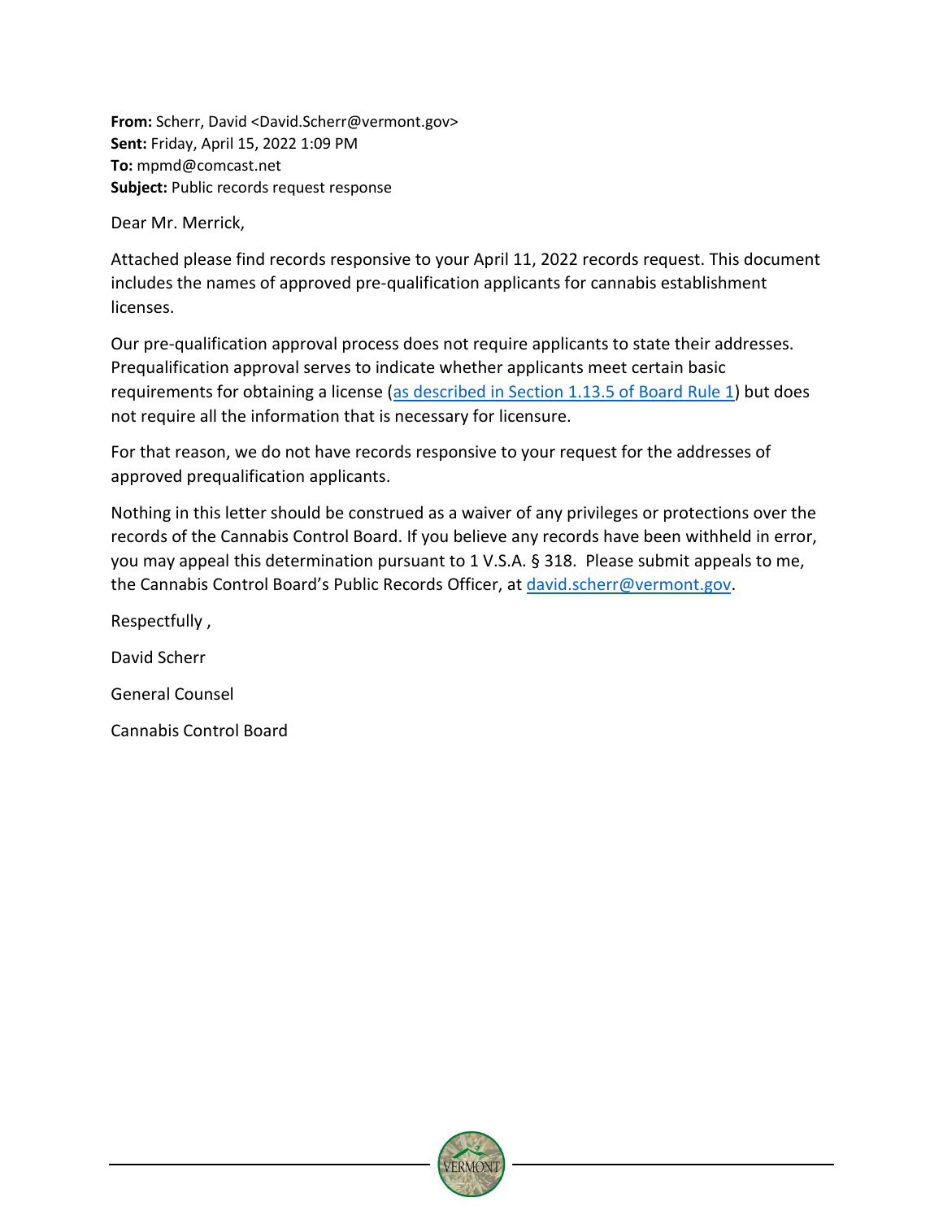**From:** Scherr, David <David.Scherr@vermont.gov>
**Sent:** Friday, April 15, 2022 1:09 PM
**To:** mpmd@comcast.net
**Subject:** Public records request response

Dear Mr. Merrick,

Attached please find records responsive to your April 11, 2022 records request. This document includes the names of approved pre-qualification applicants for cannabis establishment licenses.

Our pre-qualification approval process does not require applicants to state their addresses. Prequalification approval serves to indicate whether applicants meet certain basic requirements for obtaining a license (as described in Section 1.13.5 of Board Rule 1) but does not require all the information that is necessary for licensure.

For that reason, we do not have records responsive to your request for the addresses of approved prequalification applicants.

Nothing in this letter should be construed as a waiver of any privileges or protections over the records of the Cannabis Control Board. If you believe any records have been withheld in error, you may appeal this determination pursuant to 1 V.S.A. § 318. Please submit appeals to me, the Cannabis Control Board's Public Records Officer, at david.scherr@vermont.gov.

Respectfully ,

David Scherr

General Counsel

Cannabis Control Board